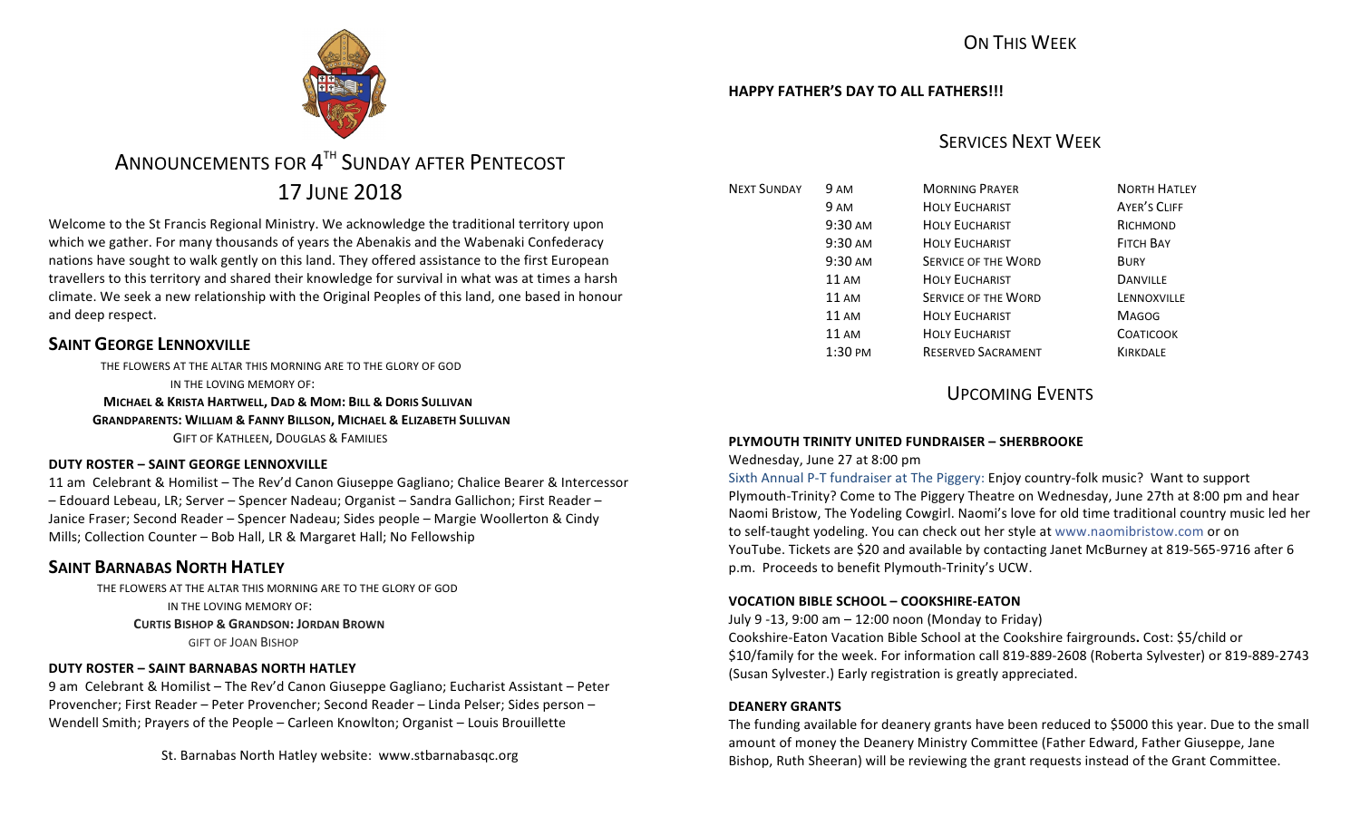# ANNOUNCEMENTS FOR 4TH SUNDAY AFTER PENTECOST
## 17 JUNE 2018

Welcome to the St Francis Regional Ministry. We acknowledge the traditional territory upon which we gather. For many thousands of years the Abenakis and the Wabenaki Confederacy nations have sought to walk gently on this land. They offered assistance to the first European travellers to this territory and shared their knowledge for survival in what was at times a harsh climate. We seek a new relationship with the Original Peoples of this land, one based in honour and deep respect.

## SAINT GEORGE LENNOXVILLE

THE FLOWERS AT THE ALTAR THIS MORNING ARE TO THE GLORY OF GOD
IN THE LOVING MEMORY OF:
**MICHAEL & KRISTA HARTWELL, DAD & MOM: BILL & DORIS SULLIVAN**
**GRANDPARENTS: WILLIAM & FANNY BILLSON, MICHAEL & ELIZABETH SULLIVAN**
GIFT OF KATHLEEN, DOUGLAS & FAMILIES

### DUTY ROSTER – SAINT GEORGE LENNOXVILLE

11 am Celebrant & Homilist – The Rev'd Canon Giuseppe Gagliano; Chalice Bearer & Intercessor – Edouard Lebeau, LR; Server – Spencer Nadeau; Organist – Sandra Gallichon; First Reader – Janice Fraser; Second Reader – Spencer Nadeau; Sides people – Margie Woollerton & Cindy Mills; Collection Counter – Bob Hall, LR & Margaret Hall; No Fellowship

## SAINT BARNABAS NORTH HATLEY

THE FLOWERS AT THE ALTAR THIS MORNING ARE TO THE GLORY OF GOD
IN THE LOVING MEMORY OF:
**CURTIS BISHOP & GRANDSON: JORDAN BROWN**
GIFT OF JOAN BISHOP

### DUTY ROSTER – SAINT BARNABAS NORTH HATLEY

9 am Celebrant & Homilist – The Rev'd Canon Giuseppe Gagliano; Eucharist Assistant – Peter Provencher; First Reader – Peter Provencher; Second Reader – Linda Pelser; Sides person – Wendell Smith; Prayers of the People – Carleen Knowlton; Organist – Louis Brouillette

St. Barnabas North Hatley website: www.stbarnabasqc.org

## ON THIS WEEK

**HAPPY FATHER'S DAY TO ALL FATHERS!!!**

## SERVICES NEXT WEEK

| | | | |
|---|---|---|---|
| NEXT SUNDAY | 9 AM | MORNING PRAYER | NORTH HATLEY |
| | 9 AM | HOLY EUCHARIST | AYER'S CLIFF |
| | 9:30 AM | HOLY EUCHARIST | RICHMOND |
| | 9:30 AM | HOLY EUCHARIST | FITCH BAY |
| | 9:30 AM | SERVICE OF THE WORD | BURY |
| | 11 AM | HOLY EUCHARIST | DANVILLE |
| | 11 AM | SERVICE OF THE WORD | LENNOXVILLE |
| | 11 AM | HOLY EUCHARIST | MAGOG |
| | 11 AM | HOLY EUCHARIST | COATICOOK |
| | 1:30 PM | RESERVED SACRAMENT | KIRKDALE |

## UPCOMING EVENTS

### PLYMOUTH TRINITY UNITED FUNDRAISER – SHERBROOKE

Wednesday, June 27 at 8:00 pm

Sixth Annual P-T fundraiser at The Piggery: Enjoy country-folk music? Want to support Plymouth-Trinity? Come to The Piggery Theatre on Wednesday, June 27th at 8:00 pm and hear Naomi Bristow, The Yodeling Cowgirl. Naomi's love for old time traditional country music led her to self-taught yodeling. You can check out her style at www.naomibristow.com or on YouTube. Tickets are $20 and available by contacting Janet McBurney at 819-565-9716 after 6 p.m. Proceeds to benefit Plymouth-Trinity's UCW.

### VOCATION BIBLE SCHOOL – COOKSHIRE-EATON

July 9 -13, 9:00 am – 12:00 noon (Monday to Friday)
Cookshire-Eaton Vacation Bible School at the Cookshire fairgrounds**.** Cost: $5/child or $10/family for the week. For information call 819-889-2608 (Roberta Sylvester) or 819-889-2743 (Susan Sylvester.) Early registration is greatly appreciated.

### DEANERY GRANTS

The funding available for deanery grants have been reduced to $5000 this year. Due to the small amount of money the Deanery Ministry Committee (Father Edward, Father Giuseppe, Jane Bishop, Ruth Sheeran) will be reviewing the grant requests instead of the Grant Committee.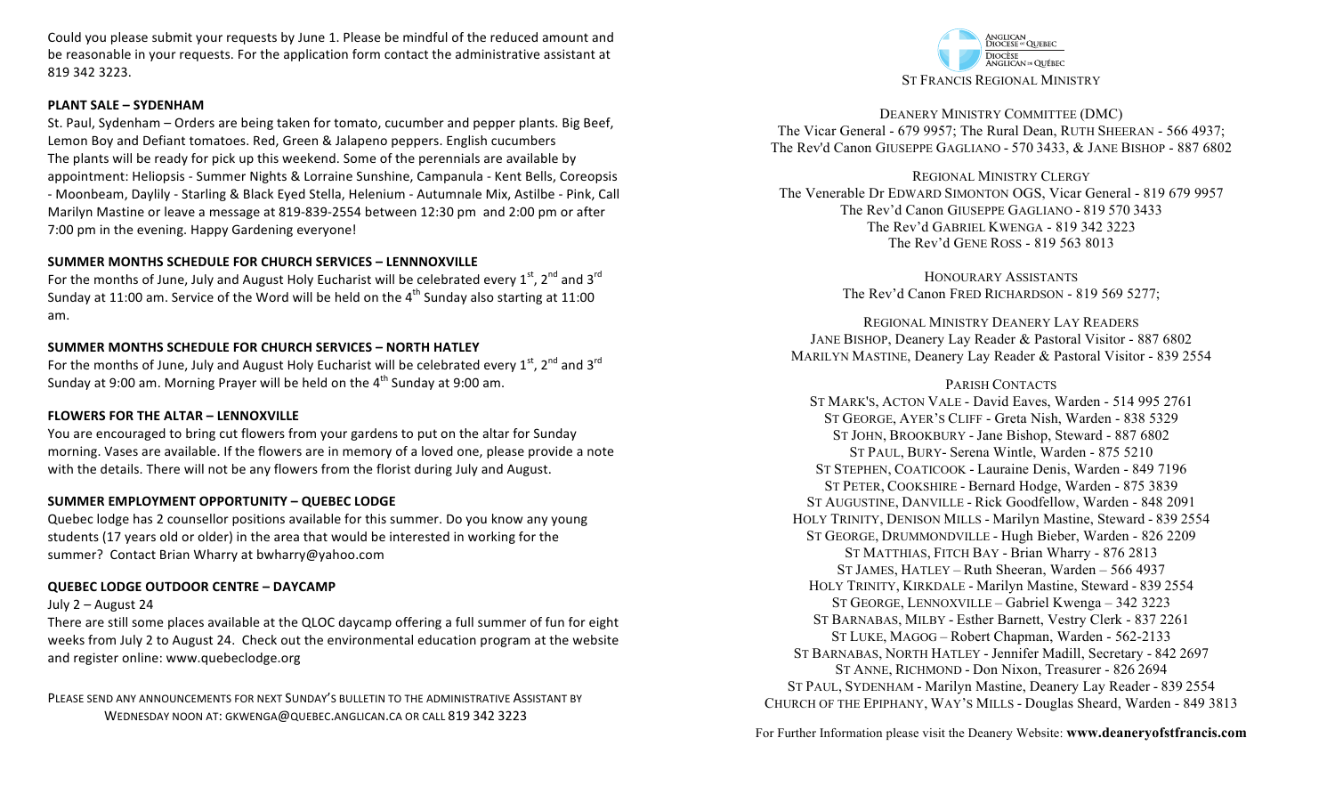Could you please submit your requests by June 1. Please be mindful of the reduced amount and be reasonable in your requests. For the application form contact the administrative assistant at 819 342 3223.

**PLANT SALE – SYDENHAM**

St. Paul, Sydenham – Orders are being taken for tomato, cucumber and pepper plants. Big Beef, Lemon Boy and Defiant tomatoes. Red, Green & Jalapeno peppers. English cucumbers The plants will be ready for pick up this weekend. Some of the perennials are available by appointment: Heliopsis - Summer Nights & Lorraine Sunshine, Campanula - Kent Bells, Coreopsis - Moonbeam, Daylily - Starling & Black Eyed Stella, Helenium - Autumnale Mix, Astilbe - Pink, Call Marilyn Mastine or leave a message at 819-839-2554 between 12:30 pm and 2:00 pm or after 7:00 pm in the evening. Happy Gardening everyone!

**SUMMER MONTHS SCHEDULE FOR CHURCH SERVICES – LENNNOXVILLE**

For the months of June, July and August Holy Eucharist will be celebrated every 1st, 2nd and 3rd Sunday at 11:00 am. Service of the Word will be held on the 4th Sunday also starting at 11:00 am.

**SUMMER MONTHS SCHEDULE FOR CHURCH SERVICES – NORTH HATLEY**

For the months of June, July and August Holy Eucharist will be celebrated every 1st, 2nd and 3rd Sunday at 9:00 am. Morning Prayer will be held on the 4th Sunday at 9:00 am.

**FLOWERS FOR THE ALTAR – LENNOXVILLE**

You are encouraged to bring cut flowers from your gardens to put on the altar for Sunday morning. Vases are available. If the flowers are in memory of a loved one, please provide a note with the details. There will not be any flowers from the florist during July and August.

**SUMMER EMPLOYMENT OPPORTUNITY – QUEBEC LODGE**

Quebec lodge has 2 counsellor positions available for this summer. Do you know any young students (17 years old or older) in the area that would be interested in working for the summer? Contact Brian Wharry at bwharry@yahoo.com

**QUEBEC LODGE OUTDOOR CENTRE – DAYCAMP**

July 2 – August 24

There are still some places available at the QLOC daycamp offering a full summer of fun for eight weeks from July 2 to August 24. Check out the environmental education program at the website and register online: www.quebeclodge.org

PLEASE SEND ANY ANNOUNCEMENTS FOR NEXT SUNDAY'S BULLETIN TO THE ADMINISTRATIVE ASSISTANT BY WEDNESDAY NOON AT: GKWENGA@QUEBEC.ANGLICAN.CA OR CALL 819 342 3223

ANGLICAN DIOCESE OF QUEBEC
DIOCÈSE ANGLICAN DE QUÉBEC

ST FRANCIS REGIONAL MINISTRY

DEANERY MINISTRY COMMITTEE (DMC)
The Vicar General - 679 9957; The Rural Dean, RUTH SHEERAN - 566 4937;
The Rev'd Canon GIUSEPPE GAGLIANO - 570 3433, & JANE BISHOP - 887 6802

REGIONAL MINISTRY CLERGY
The Venerable Dr EDWARD SIMONTON OGS, Vicar General - 819 679 9957
The Rev'd Canon GIUSEPPE GAGLIANO - 819 570 3433
The Rev'd GABRIEL KWENGA - 819 342 3223
The Rev'd GENE ROSS - 819 563 8013

HONOURARY ASSISTANTS
The Rev'd Canon FRED RICHARDSON - 819 569 5277;

REGIONAL MINISTRY DEANERY LAY READERS
JANE BISHOP, Deanery Lay Reader & Pastoral Visitor - 887 6802
MARILYN MASTINE, Deanery Lay Reader & Pastoral Visitor - 839 2554

PARISH CONTACTS
ST MARK'S, ACTON VALE - David Eaves, Warden - 514 995 2761
ST GEORGE, AYER'S CLIFF - Greta Nish, Warden - 838 5329
ST JOHN, BROOKBURY - Jane Bishop, Steward - 887 6802
ST PAUL, BURY- Serena Wintle, Warden - 875 5210
ST STEPHEN, COATICOOK - Lauraine Denis, Warden - 849 7196
ST PETER, COOKSHIRE - Bernard Hodge, Warden - 875 3839
ST AUGUSTINE, DANVILLE - Rick Goodfellow, Warden - 848 2091
HOLY TRINITY, DENISON MILLS - Marilyn Mastine, Steward - 839 2554
ST GEORGE, DRUMMONDVILLE - Hugh Bieber, Warden - 826 2209
ST MATTHIAS, FITCH BAY - Brian Wharry - 876 2813
ST JAMES, HATLEY – Ruth Sheeran, Warden – 566 4937
HOLY TRINITY, KIRKDALE - Marilyn Mastine, Steward - 839 2554
ST GEORGE, LENNOXVILLE – Gabriel Kwenga – 342 3223
ST BARNABAS, MILBY - Esther Barnett, Vestry Clerk - 837 2261
ST LUKE, MAGOG – Robert Chapman, Warden - 562-2133
ST BARNABAS, NORTH HATLEY - Jennifer Madill, Secretary - 842 2697
ST ANNE, RICHMOND - Don Nixon, Treasurer - 826 2694
ST PAUL, SYDENHAM - Marilyn Mastine, Deanery Lay Reader - 839 2554
CHURCH OF THE EPIPHANY, WAY'S MILLS - Douglas Sheard, Warden - 849 3813

For Further Information please visit the Deanery Website: **www.deaneryofstfrancis.com**